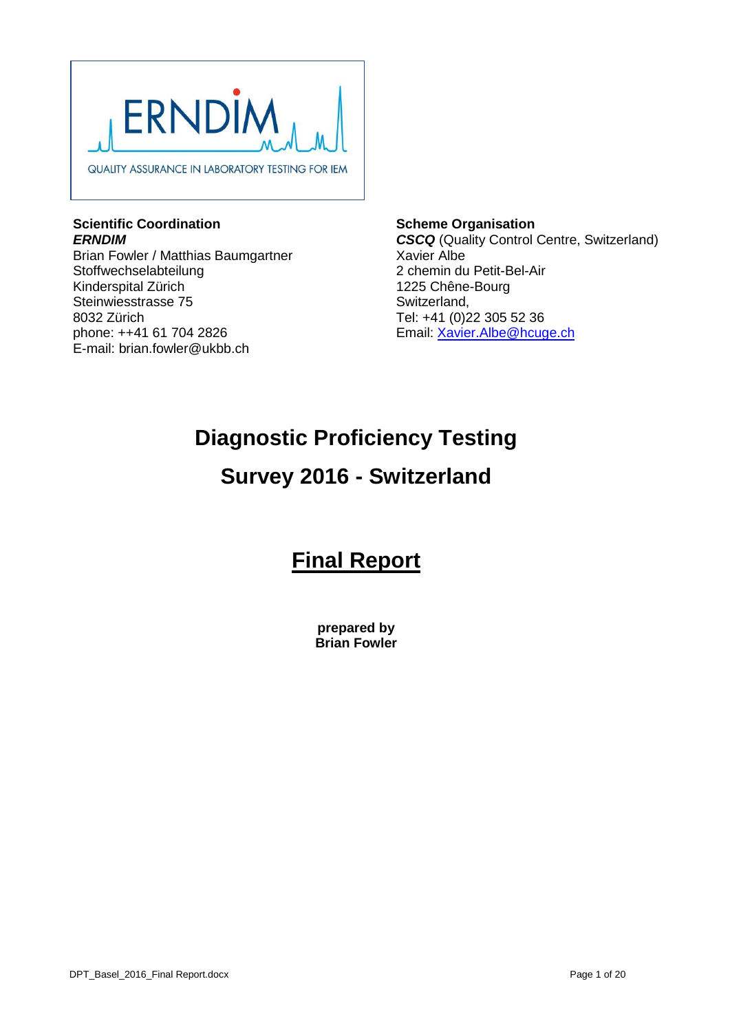ERNDIM

QUALITY ASSURANCE IN LABORATORY TESTING FOR IEM

**Scientific Coordination**
***ERNDIM***
Brian Fowler / Matthias Baumgartner
Stoffwechselabteilung
Kinderspital Zürich
Steinwiesstrasse 75
8032 Zürich
phone: ++41 61 704 2826
E-mail: brian.fowler@ukbb.ch

**Scheme Organisation**
***CSCQ*** (Quality Control Centre, Switzerland)
Xavier Albe
2 chemin du Petit-Bel-Air
1225 Chêne-Bourg
Switzerland,
Tel: +41 (0)22 305 52 36
Email: Xavier.Albe@hcuge.ch

# Diagnostic Proficiency Testing

# Survey 2016 - Switzerland

## Final Report

**prepared by**
**Brian Fowler**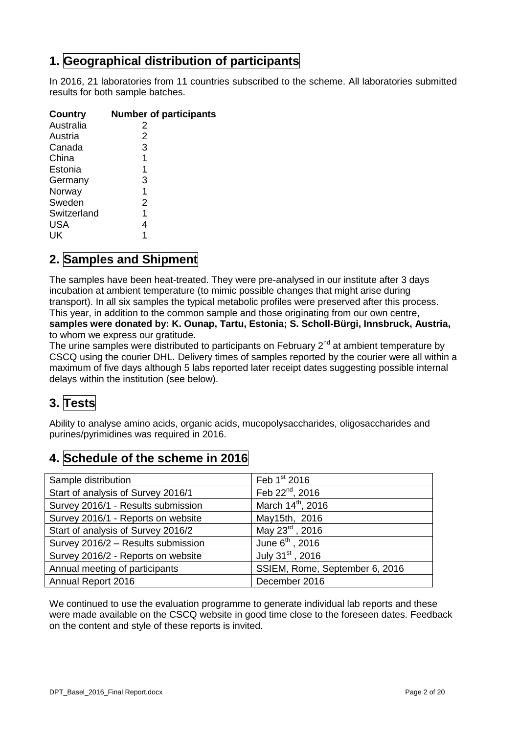## 1. Geographical distribution of participants

In 2016, 21 laboratories from 11 countries subscribed to the scheme. All laboratories submitted results for both sample batches.

| Country | Number of participants |
|---|---|
| Australia | 2 |
| Austria | 2 |
| Canada | 3 |
| China | 1 |
| Estonia | 1 |
| Germany | 3 |
| Norway | 1 |
| Sweden | 2 |
| Switzerland | 1 |
| USA | 4 |
| UK | 1 |

## 2. Samples and Shipment

The samples have been heat-treated. They were pre-analysed in our institute after 3 days incubation at ambient temperature (to mimic possible changes that might arise during transport). In all six samples the typical metabolic profiles were preserved after this process. This year, in addition to the common sample and those originating from our own centre, **samples were donated by: K. Ounap, Tartu, Estonia; S. Scholl-Bürgi, Innsbruck, Austria,** to whom we express our gratitude.

The urine samples were distributed to participants on February 2nd at ambient temperature by CSCQ using the courier DHL. Delivery times of samples reported by the courier were all within a maximum of five days although 5 labs reported later receipt dates suggesting possible internal delays within the institution (see below).

## 3. Tests

Ability to analyse amino acids, organic acids, mucopolysaccharides, oligosaccharides and purines/pyrimidines was required in 2016.

## 4. Schedule of the scheme in 2016

| Sample distribution | Feb 1st 2016 |
|---|---|
| Start of analysis of Survey 2016/1 | Feb 22nd, 2016 |
| Survey 2016/1 - Results submission | March 14th, 2016 |
| Survey 2016/1 - Reports on website | May15th, 2016 |
| Start of analysis of Survey 2016/2 | May 23rd , 2016 |
| Survey 2016/2 – Results submission | June 6th , 2016 |
| Survey 2016/2 - Reports on website | July 31st , 2016 |
| Annual meeting of participants | SSIEM, Rome, September 6, 2016 |
| Annual Report 2016 | December 2016 |

We continued to use the evaluation programme to generate individual lab reports and these were made available on the CSCQ website in good time close to the foreseen dates. Feedback on the content and style of these reports is invited.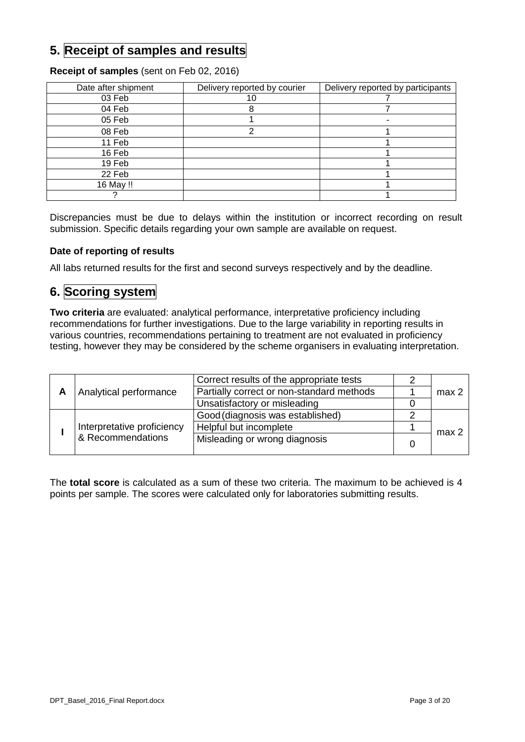## 5. Receipt of samples and results

**Receipt of samples** (sent on Feb 02, 2016)

| Date after shipment | Delivery reported by courier | Delivery reported by participants |
|---|---|---|
| 03 Feb | 10 | 7 |
| 04 Feb | 8 | 7 |
| 05 Feb | 1 | - |
| 08 Feb | 2 | 1 |
| 11 Feb | | 1 |
| 16 Feb | | 1 |
| 19 Feb | | 1 |
| 22 Feb | | 1 |
| 16 May !! | | 1 |
| ? | | 1 |

Discrepancies must be due to delays within the institution or incorrect recording on result submission. Specific details regarding your own sample are available on request.

**Date of reporting of results**

All labs returned results for the first and second surveys respectively and by the deadline.

## 6. Scoring system

**Two criteria** are evaluated: analytical performance, interpretative proficiency including recommendations for further investigations. Due to the large variability in reporting results in various countries, recommendations pertaining to treatment are not evaluated in proficiency testing, however they may be considered by the scheme organisers in evaluating interpretation.

| | | | | |
|---|---|---|---|---|
| **A** | Analytical performance | Correct results of the appropriate tests | 2 | max 2 |
| | | Partially correct or non-standard methods | 1 | |
| | | Unsatisfactory or misleading | 0 | |
| **I** | Interpretative proficiency & Recommendations | Good (diagnosis was established) | 2 | max 2 |
| | | Helpful but incomplete | 1 | |
| | | Misleading or wrong diagnosis | 0 | |

The **total score** is calculated as a sum of these two criteria. The maximum to be achieved is 4 points per sample. The scores were calculated only for laboratories submitting results.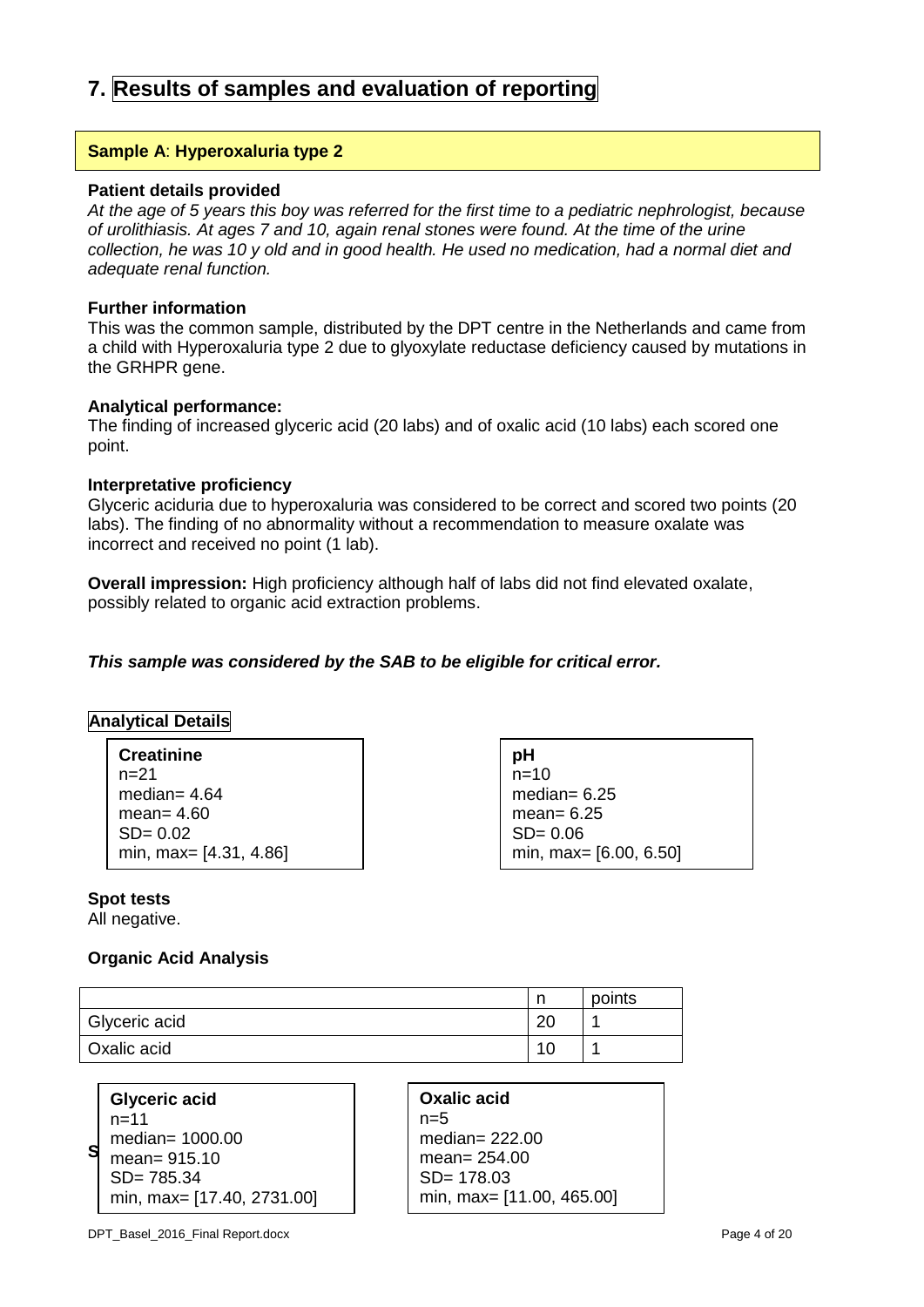# 7. Results of samples and evaluation of reporting

## Sample A: Hyperoxaluria type 2

### Patient details provided

*At the age of 5 years this boy was referred for the first time to a pediatric nephrologist, because of urolithiasis. At ages 7 and 10, again renal stones were found. At the time of the urine collection, he was 10 y old and in good health. He used no medication, had a normal diet and adequate renal function.*

### Further information

This was the common sample, distributed by the DPT centre in the Netherlands and came from a child with Hyperoxaluria type 2 due to glyoxylate reductase deficiency caused by mutations in the GRHPR gene.

### Analytical performance:

The finding of increased glyceric acid (20 labs) and of oxalic acid (10 labs) each scored one point.

### Interpretative proficiency

Glyceric aciduria due to hyperoxaluria was considered to be correct and scored two points (20 labs). The finding of no abnormality without a recommendation to measure oxalate was incorrect and received no point (1 lab).

**Overall impression:** High proficiency although half of labs did not find elevated oxalate, possibly related to organic acid extraction problems.

***This sample was considered by the SAB to be eligible for critical error.***

### Analytical Details

**Creatinine**
n=21
median= 4.64
mean= 4.60
SD= 0.02
min, max= [4.31, 4.86]

**pH**
n=10
median= 6.25
mean= 6.25
SD= 0.06
min, max= [6.00, 6.50]

**Spot tests**

All negative.

**Organic Acid Analysis**

| | n | points |
|---|---|---|
| Glyceric acid | 20 | 1 |
| Oxalic acid | 10 | 1 |

**Glyceric acid**
n=11
median= 1000.00
mean= 915.10
SD= 785.34
min, max= [17.40, 2731.00]

**Oxalic acid**
n=5
median= 222.00
mean= 254.00
SD= 178.03
min, max= [11.00, 465.00]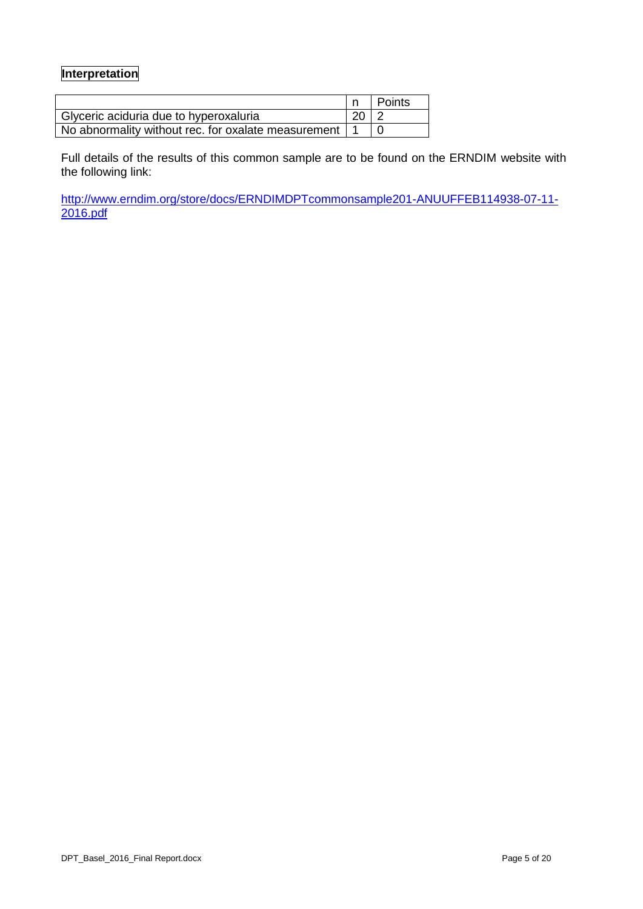**Interpretation**

| | n | Points |
|---|---|---|
| Glyceric aciduria due to hyperoxaluria | 20 | 2 |
| No abnormality without rec. for oxalate measurement | 1 | 0 |

Full details of the results of this common sample are to be found on the ERNDIM website with the following link:

http://www.erndim.org/store/docs/ERNDIMDPTcommonsample201-ANUUFFEB114938-07-11-2016.pdf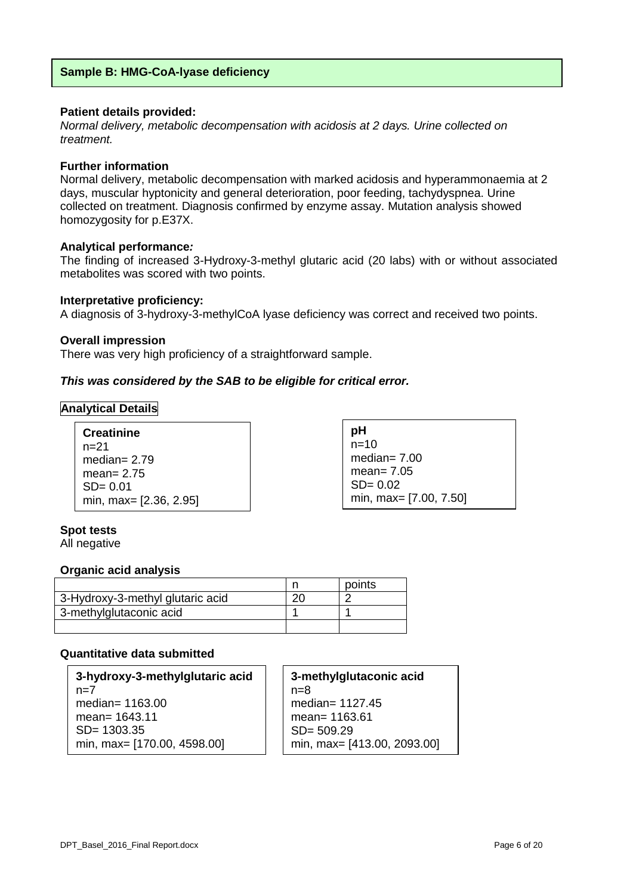## Sample B: HMG-CoA-lyase deficiency

**Patient details provided:**

*Normal delivery, metabolic decompensation with acidosis at 2 days. Urine collected on treatment.*

**Further information**

Normal delivery, metabolic decompensation with marked acidosis and hyperammonaemia at 2 days, muscular hyptonicity and general deterioration, poor feeding, tachydyspnea. Urine collected on treatment. Diagnosis confirmed by enzyme assay. Mutation analysis showed homozygosity for p.E37X.

**Analytical performance*:***

The finding of increased 3-Hydroxy-3-methyl glutaric acid (20 labs) with or without associated metabolites was scored with two points.

**Interpretative proficiency:**

A diagnosis of 3-hydroxy-3-methylCoA lyase deficiency was correct and received two points.

**Overall impression**

There was very high proficiency of a straightforward sample.

***This was considered by the SAB to be eligible for critical error.***

### Analytical Details

**Creatinine**
n=21
median= 2.79
mean= 2.75
SD= 0.01
min, max= [2.36, 2.95]

**pH**
n=10
median= 7.00
mean= 7.05
SD= 0.02
min, max= [7.00, 7.50]

**Spot tests**

All negative

**Organic acid analysis**

| | n | points |
|---|---|---|
| 3-Hydroxy-3-methyl glutaric acid | 20 | 2 |
| 3-methylglutaconic acid | 1 | 1 |
| | | |

**Quantitative data submitted**

**3-hydroxy-3-methylglutaric acid**
n=7
median= 1163.00
mean= 1643.11
SD= 1303.35
min, max= [170.00, 4598.00]

**3-methylglutaconic acid**
n=8
median= 1127.45
mean= 1163.61
SD= 509.29
min, max= [413.00, 2093.00]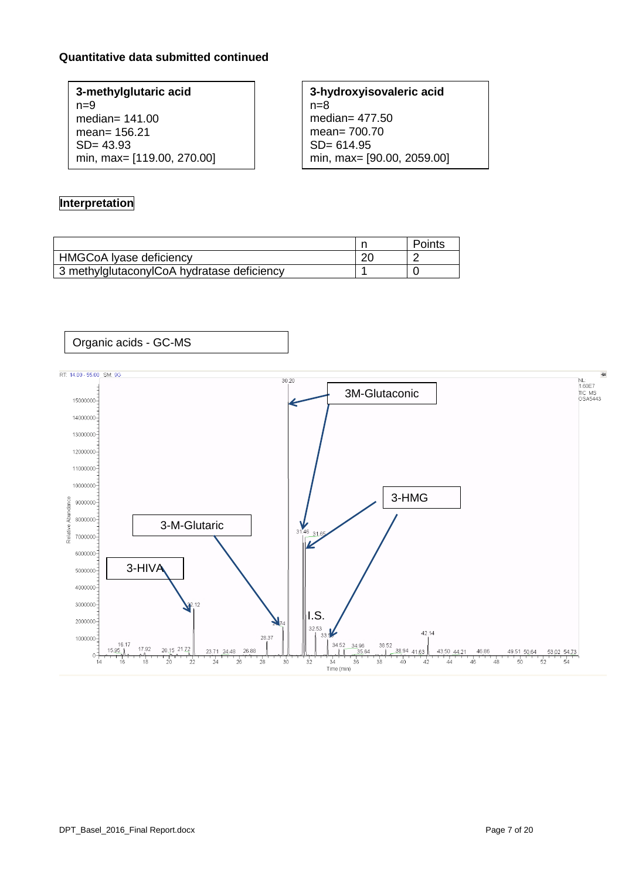**Quantitative data submitted continued**

**3-methylglutaric acid**
n=9
median= 141.00
mean= 156.21
SD= 43.93
min, max= [119.00, 270.00]

**3-hydroxyisovaleric acid**
n=8
median= 477.50
mean= 700.70
SD= 614.95
min, max= [90.00, 2059.00]

**Interpretation**

| | n | Points |
|---|---|---|
| HMGCoA lyase deficiency | 20 | 2 |
| 3 methylglutaconylCoA hydratase deficiency | 1 | 0 |

Organic acids - GC-MS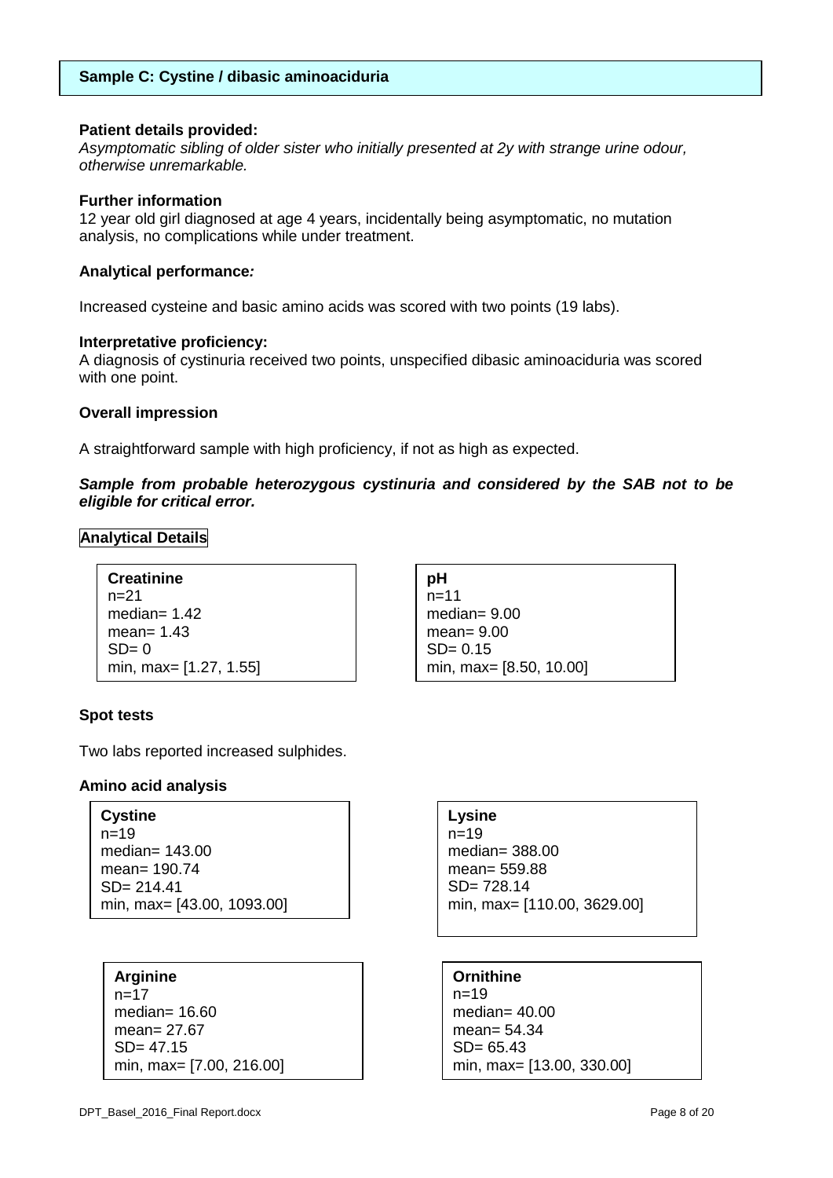## Sample C: Cystine / dibasic aminoaciduria

**Patient details provided:**

*Asymptomatic sibling of older sister who initially presented at 2y with strange urine odour, otherwise unremarkable.*

**Further information**

12 year old girl diagnosed at age 4 years, incidentally being asymptomatic, no mutation analysis, no complications while under treatment.

**Analytical performance:**

Increased cysteine and basic amino acids was scored with two points (19 labs).

**Interpretative proficiency:**

A diagnosis of cystinuria received two points, unspecified dibasic aminoaciduria was scored with one point.

**Overall impression**

A straightforward sample with high proficiency, if not as high as expected.

***Sample from probable heterozygous cystinuria and considered by the SAB not to be eligible for critical error.***

**Analytical Details**

**Creatinine**
n=21
median= 1.42
mean= 1.43
SD= 0
min, max= [1.27, 1.55]

**pH**
n=11
median= 9.00
mean= 9.00
SD= 0.15
min, max= [8.50, 10.00]

**Spot tests**

Two labs reported increased sulphides.

**Amino acid analysis**

**Cystine**
n=19
median= 143.00
mean= 190.74
SD= 214.41
min, max= [43.00, 1093.00]

**Lysine**
n=19
median= 388.00
mean= 559.88
SD= 728.14
min, max= [110.00, 3629.00]

**Arginine**
n=17
median= 16.60
mean= 27.67
SD= 47.15
min, max= [7.00, 216.00]

**Ornithine**
n=19
median= 40.00
mean= 54.34
SD= 65.43
min, max= [13.00, 330.00]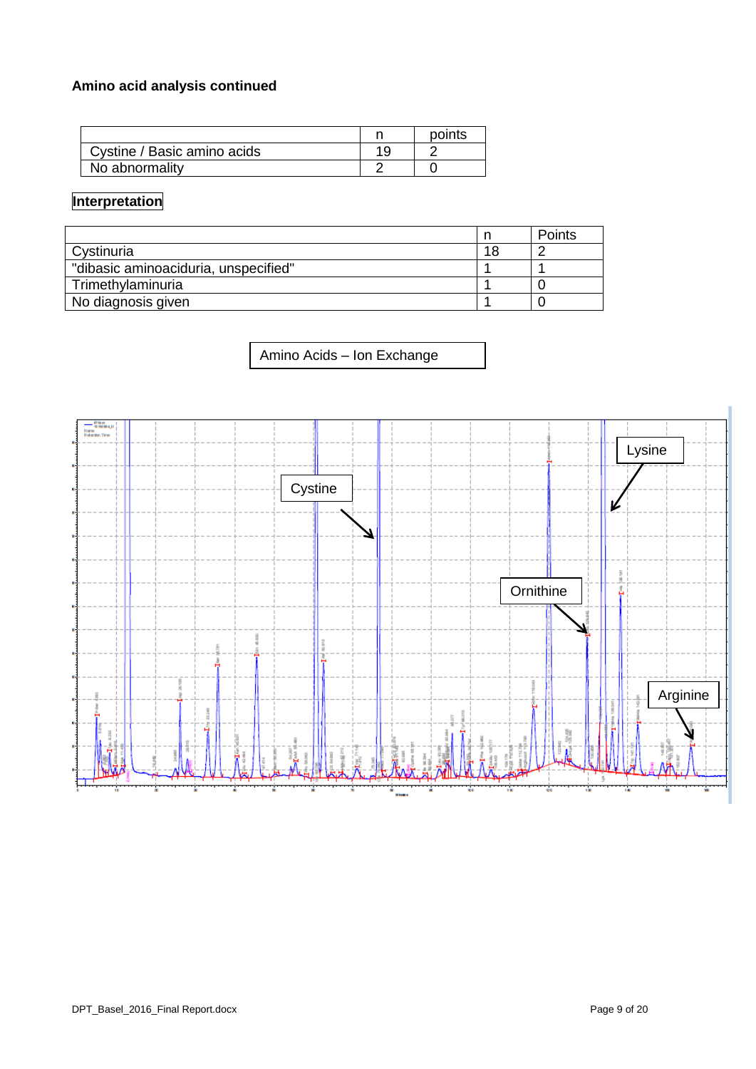**Amino acid analysis continued**

| | n | points |
|---|---|---|
| Cystine / Basic amino acids | 19 | 2 |
| No abnormality | 2 | 0 |

**Interpretation**

| | n | Points |
|---|---|---|
| Cystinuria | 18 | 2 |
| "dibasic aminoaciduria, unspecified" | 1 | 1 |
| Trimethylaminuria | 1 | 0 |
| No diagnosis given | 1 | 0 |

Amino Acids – Ion Exchange

Cystine

Lysine

Ornithine

Arginine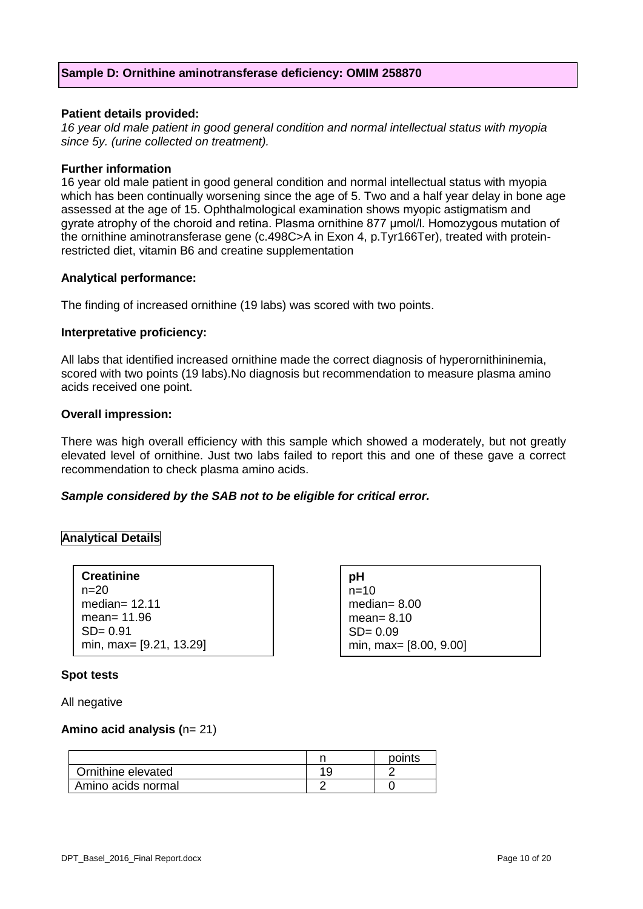## Sample D: Ornithine aminotransferase deficiency: OMIM 258870

**Patient details provided:**

*16 year old male patient in good general condition and normal intellectual status with myopia since 5y. (urine collected on treatment).*

**Further information**

16 year old male patient in good general condition and normal intellectual status with myopia which has been continually worsening since the age of 5. Two and a half year delay in bone age assessed at the age of 15. Ophthalmological examination shows myopic astigmatism and gyrate atrophy of the choroid and retina. Plasma ornithine 877 µmol/l. Homozygous mutation of the ornithine aminotransferase gene (c.498C>A in Exon 4, p.Tyr166Ter), treated with protein-restricted diet, vitamin B6 and creatine supplementation

**Analytical performance:**

The finding of increased ornithine (19 labs) was scored with two points.

**Interpretative proficiency:**

All labs that identified increased ornithine made the correct diagnosis of hyperornithininemia, scored with two points (19 labs).No diagnosis but recommendation to measure plasma amino acids received one point.

**Overall impression:**

There was high overall efficiency with this sample which showed a moderately, but not greatly elevated level of ornithine. Just two labs failed to report this and one of these gave a correct recommendation to check plasma amino acids.

***Sample considered by the SAB not to be eligible for critical error.***

## Analytical Details

**Creatinine**
n=20
median= 12.11
mean= 11.96
SD= 0.91
min, max= [9.21, 13.29]

**pH**
n=10
median= 8.00
mean= 8.10
SD= 0.09
min, max= [8.00, 9.00]

**Spot tests**

All negative

**Amino acid analysis (**n= 21)

| | n | points |
|---|---|---|
| Ornithine elevated | 19 | 2 |
| Amino acids normal | 2 | 0 |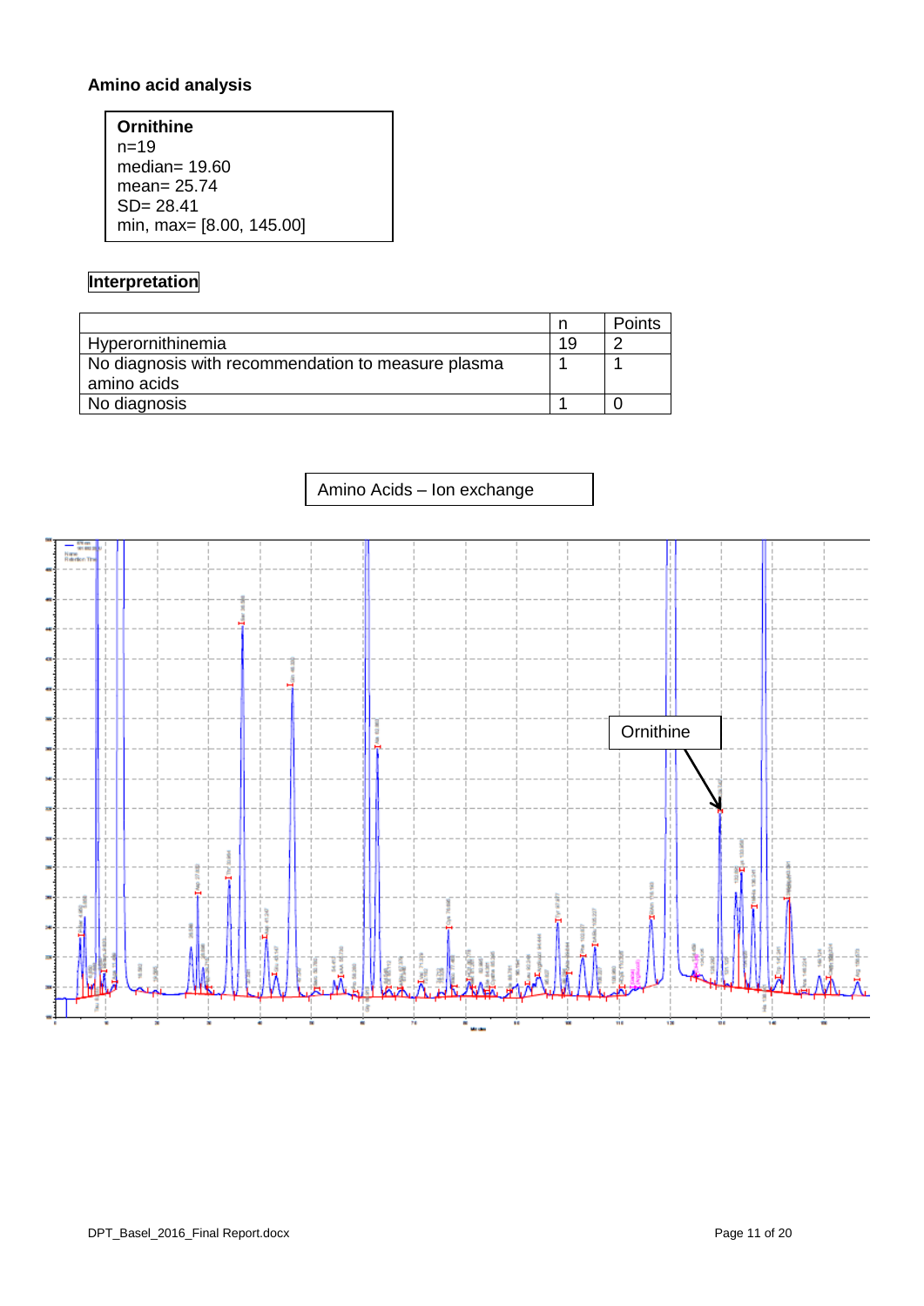### Amino acid analysis

**Ornithine**
n=19
median= 19.60
mean= 25.74
SD= 28.41
min, max= [8.00, 145.00]

**Interpretation**

| | n | Points |
|---|---|---|
| Hyperornithinemia | 19 | 2 |
| No diagnosis with recommendation to measure plasma amino acids | 1 | 1 |
| No diagnosis | 1 | 0 |

Amino Acids – Ion exchange

Ornithine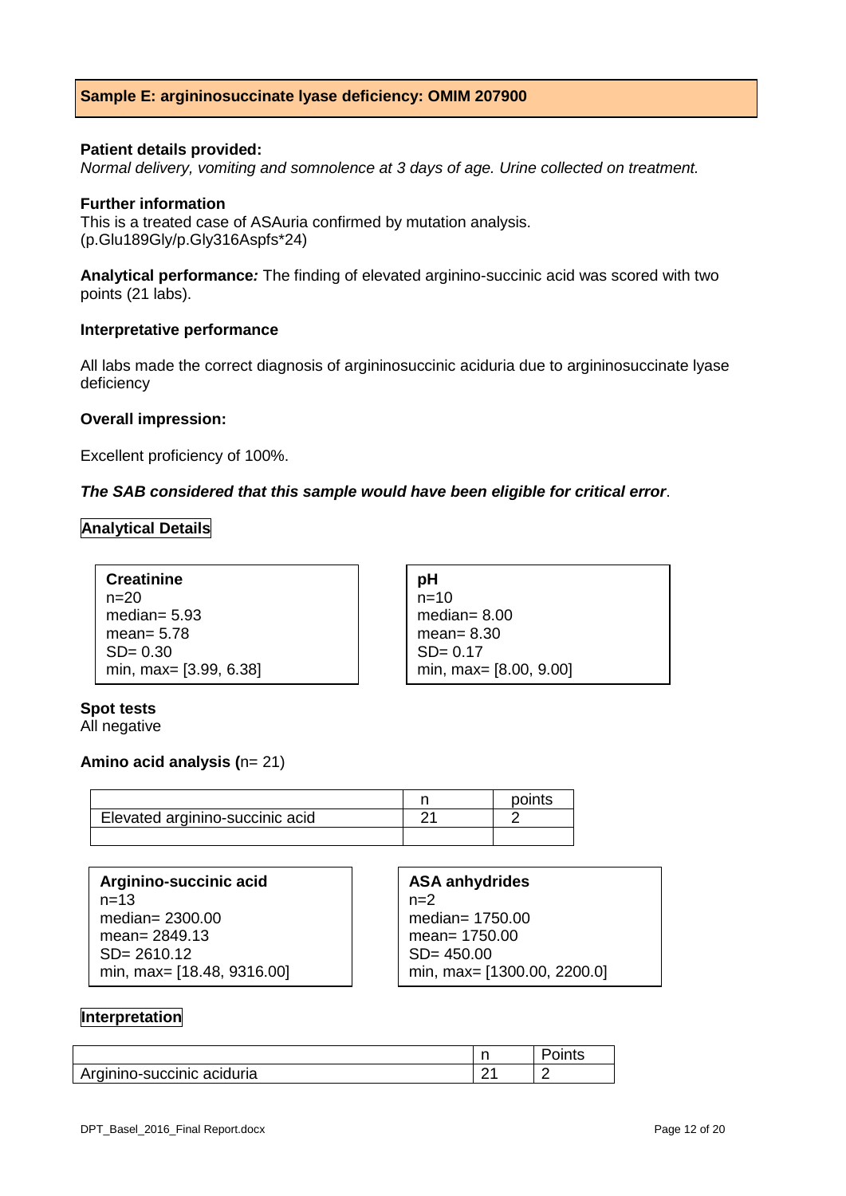## Sample E: argininosuccinate lyase deficiency: OMIM 207900

**Patient details provided:**

*Normal delivery, vomiting and somnolence at 3 days of age. Urine collected on treatment.*

**Further information**

This is a treated case of ASAuria confirmed by mutation analysis.
(p.Glu189Gly/p.Gly316Aspfs*24)

**Analytical performance:** The finding of elevated arginino-succinic acid was scored with two points (21 labs).

**Interpretative performance**

All labs made the correct diagnosis of argininosuccinic aciduria due to argininosuccinate lyase deficiency

**Overall impression:**

Excellent proficiency of 100%.

***The SAB considered that this sample would have been eligible for critical error.***

**Analytical Details**

**Creatinine**
n=20
median= 5.93
mean= 5.78
SD= 0.30
min, max= [3.99, 6.38]

**pH**
n=10
median= 8.00
mean= 8.30
SD= 0.17
min, max= [8.00, 9.00]

**Spot tests**
All negative

**Amino acid analysis (**n= 21)

| | n | points |
|---|---|---|
| Elevated arginino-succinic acid | 21 | 2 |
| | | |

**Arginino-succinic acid**
n=13
median= 2300.00
mean= 2849.13
SD= 2610.12
min, max= [18.48, 9316.00]

**ASA anhydrides**
n=2
median= 1750.00
mean= 1750.00
SD= 450.00
min, max= [1300.00, 2200.0]

**Interpretation**

| | n | Points |
|---|---|---|
| Arginino-succinic aciduria | 21 | 2 |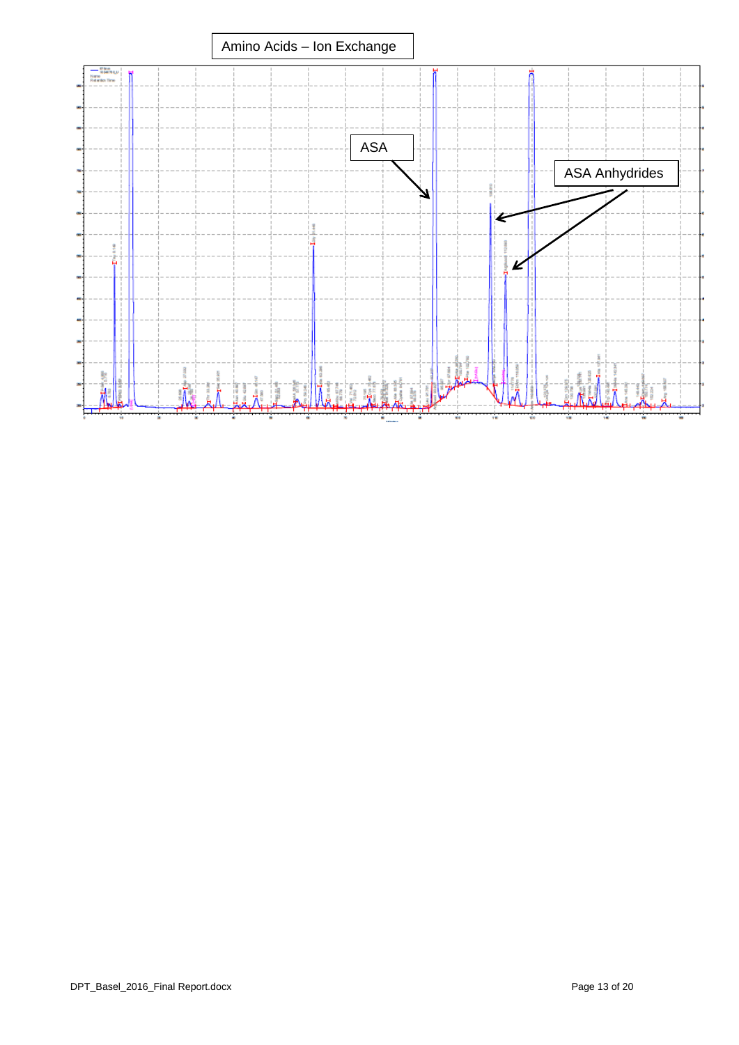Amino Acids – Ion Exchange

ASA

ASA Anhydrides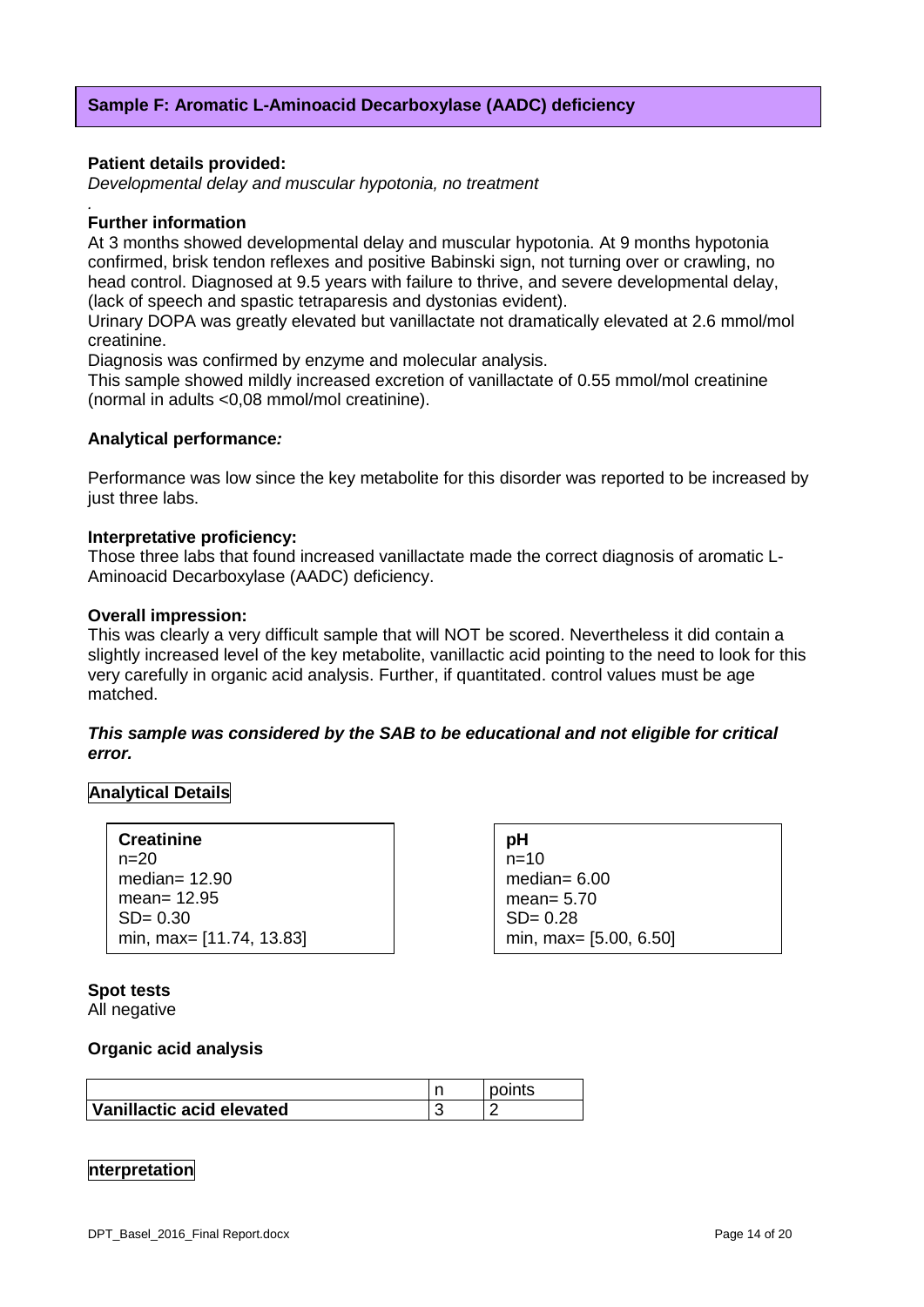## Sample F: Aromatic L-Aminoacid Decarboxylase (AADC) deficiency

**Patient details provided:**

*Developmental delay and muscular hypotonia, no treatment*

.

**Further information**

At 3 months showed developmental delay and muscular hypotonia. At 9 months hypotonia confirmed, brisk tendon reflexes and positive Babinski sign, not turning over or crawling, no head control. Diagnosed at 9.5 years with failure to thrive, and severe developmental delay, (lack of speech and spastic tetraparesis and dystonias evident).

Urinary DOPA was greatly elevated but vanillactate not dramatically elevated at 2.6 mmol/mol creatinine.

Diagnosis was confirmed by enzyme and molecular analysis.

This sample showed mildly increased excretion of vanillactate of 0.55 mmol/mol creatinine (normal in adults <0,08 mmol/mol creatinine).

**Analytical performance*:***

Performance was low since the key metabolite for this disorder was reported to be increased by just three labs.

**Interpretative proficiency:**

Those three labs that found increased vanillactate made the correct diagnosis of aromatic L-Aminoacid Decarboxylase (AADC) deficiency.

**Overall impression:**

This was clearly a very difficult sample that will NOT be scored. Nevertheless it did contain a slightly increased level of the key metabolite, vanillactic acid pointing to the need to look for this very carefully in organic acid analysis. Further, if quantitated. control values must be age matched.

***This sample was considered by the SAB to be educational and not eligible for critical error.***

**Analytical Details**

**Creatinine**
n=20
median= 12.90
mean= 12.95
SD= 0.30
min, max= [11.74, 13.83]

**pH**
n=10
median= 6.00
mean= 5.70
SD= 0.28
min, max= [5.00, 6.50]

**Spot tests**

All negative

**Organic acid analysis**

| | n | points |
|---|---|---|
| **Vanillactic acid elevated** | 3 | 2 |

**nterpretation**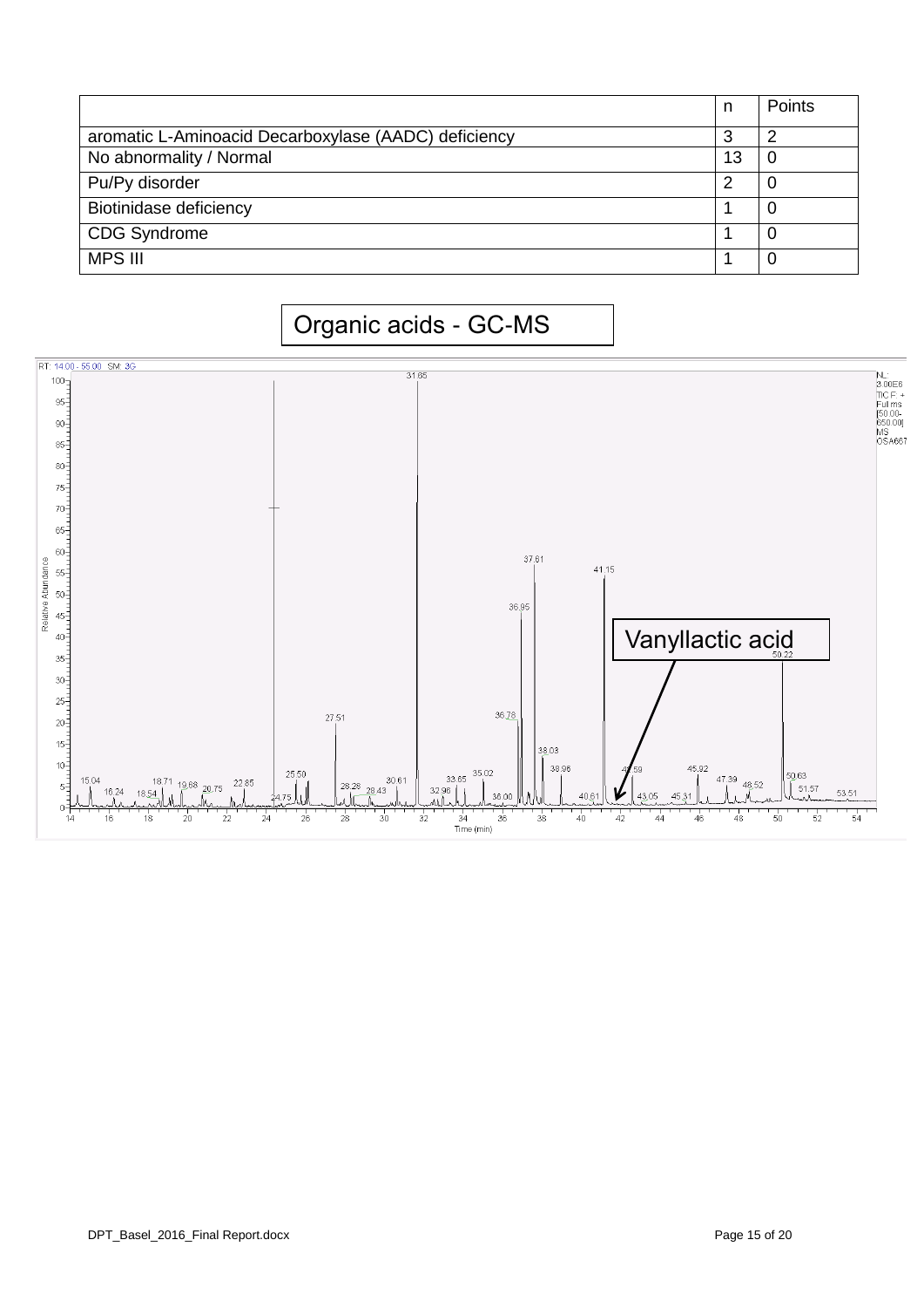| | n | Points |
|---|---|---|
| aromatic L-Aminoacid Decarboxylase (AADC) deficiency | 3 | 2 |
| No abnormality / Normal | 13 | 0 |
| Pu/Py disorder | 2 | 0 |
| Biotinidase deficiency | 1 | 0 |
| CDG Syndrome | 1 | 0 |
| MPS III | 1 | 0 |

Organic acids - GC-MS

Vanyllactic acid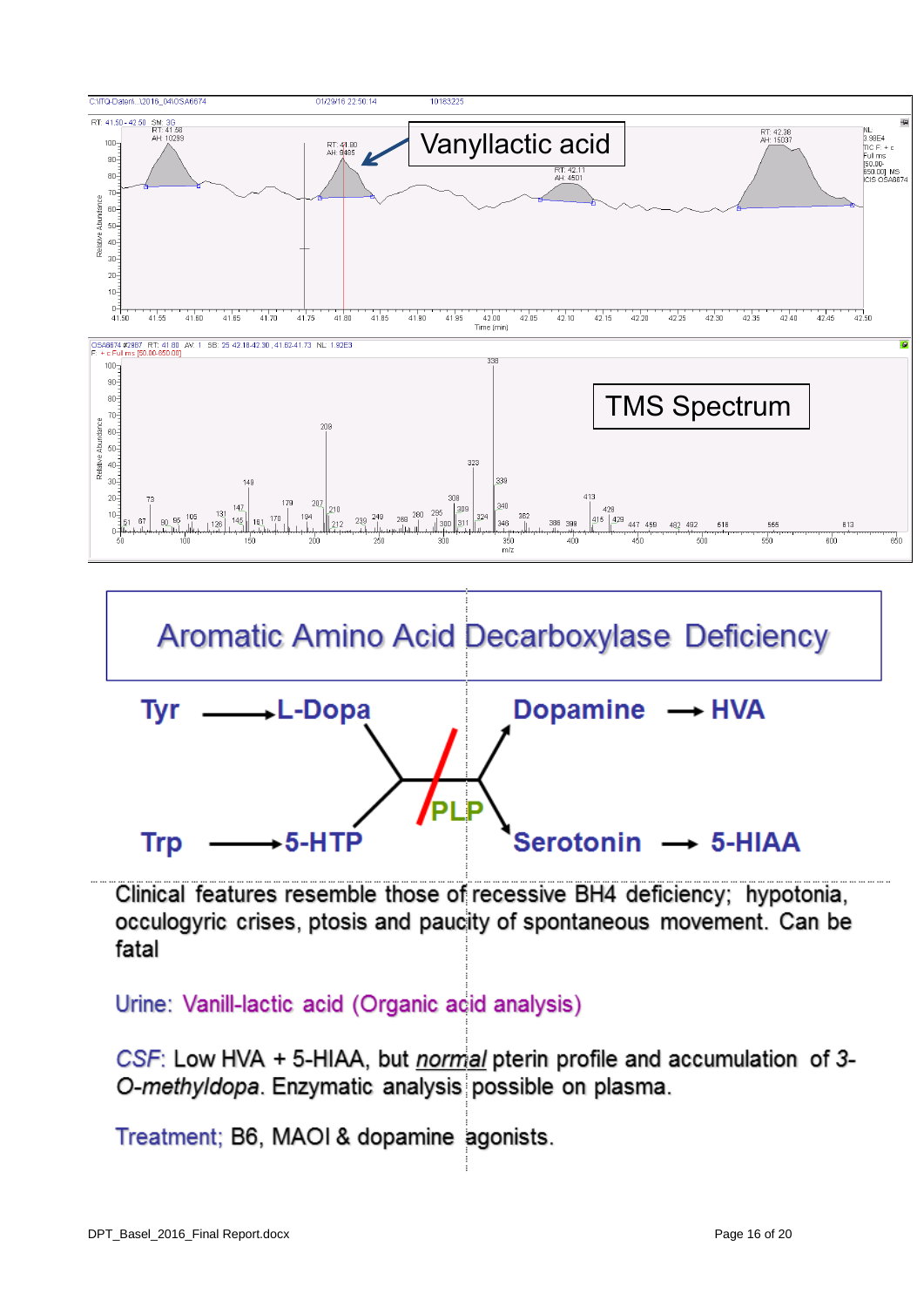Vanyllactic acid

TMS Spectrum

## Aromatic Amino Acid Decarboxylase Deficiency

Tyr → L-Dopa → Dopamine → HVA

Trp → 5-HTP → Serotonin → 5-HIAA

PLP

Clinical features resemble those of recessive BH4 deficiency; hypotonia, occulogyric crises, ptosis and paucity of spontaneous movement. Can be fatal

Urine: Vanill-lactic acid (Organic acid analysis)

CSF: Low HVA + 5-HIAA, but *normal* pterin profile and accumulation of *3-O-methyldopa*. Enzymatic analysis possible on plasma.

Treatment; B6, MAOI & dopamine agonists.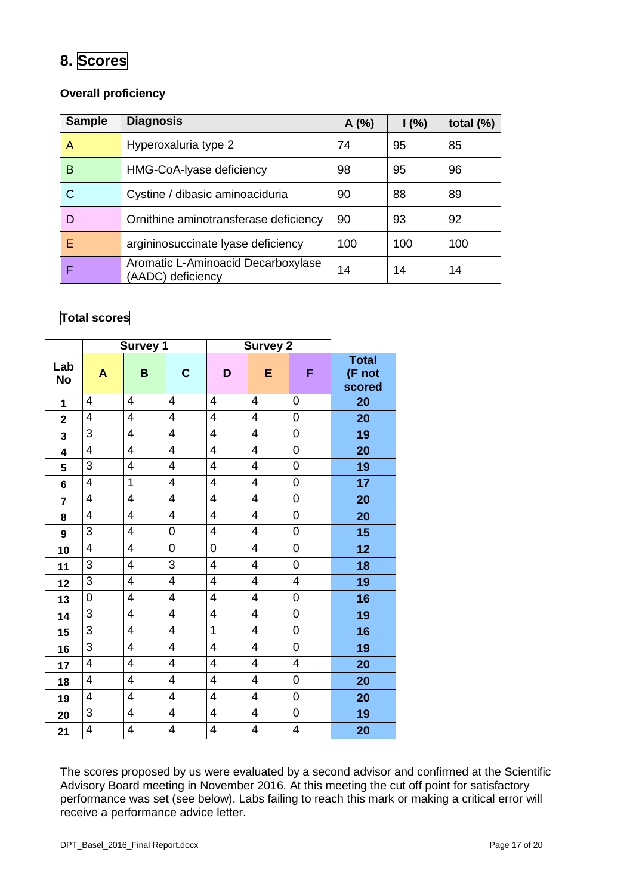## 8. Scores

### Overall proficiency

| Sample | Diagnosis | A (%) | I (%) | total (%) |
|---|---|---|---|---|
| A | Hyperoxaluria type 2 | 74 | 95 | 85 |
| B | HMG-CoA-lyase deficiency | 98 | 95 | 96 |
| C | Cystine / dibasic aminoaciduria | 90 | 88 | 89 |
| D | Ornithine aminotransferase deficiency | 90 | 93 | 92 |
| E | argininosuccinate lyase deficiency | 100 | 100 | 100 |
| F | Aromatic L-Aminoacid Decarboxylase (AADC) deficiency | 14 | 14 | 14 |

### Total scores

| | Survey 1 | | | Survey 2 | | | |
|---|---|---|---|---|---|---|---|
| **Lab No** | **A** | **B** | **C** | **D** | **E** | **F** | **Total (F not scored** |
| 1 | 4 | 4 | 4 | 4 | 4 | 0 | **20** |
| 2 | 4 | 4 | 4 | 4 | 4 | 0 | **20** |
| 3 | 3 | 4 | 4 | 4 | 4 | 0 | **19** |
| 4 | 4 | 4 | 4 | 4 | 4 | 0 | **20** |
| 5 | 3 | 4 | 4 | 4 | 4 | 0 | **19** |
| 6 | 4 | 1 | 4 | 4 | 4 | 0 | **17** |
| 7 | 4 | 4 | 4 | 4 | 4 | 0 | **20** |
| 8 | 4 | 4 | 4 | 4 | 4 | 0 | **20** |
| 9 | 3 | 4 | 0 | 4 | 4 | 0 | **15** |
| 10 | 4 | 4 | 0 | 0 | 4 | 0 | **12** |
| 11 | 3 | 4 | 3 | 4 | 4 | 0 | **18** |
| 12 | 3 | 4 | 4 | 4 | 4 | 4 | **19** |
| 13 | 0 | 4 | 4 | 4 | 4 | 0 | **16** |
| 14 | 3 | 4 | 4 | 4 | 4 | 0 | **19** |
| 15 | 3 | 4 | 4 | 1 | 4 | 0 | **16** |
| 16 | 3 | 4 | 4 | 4 | 4 | 0 | **19** |
| 17 | 4 | 4 | 4 | 4 | 4 | 4 | **20** |
| 18 | 4 | 4 | 4 | 4 | 4 | 0 | **20** |
| 19 | 4 | 4 | 4 | 4 | 4 | 0 | **20** |
| 20 | 3 | 4 | 4 | 4 | 4 | 0 | **19** |
| 21 | 4 | 4 | 4 | 4 | 4 | 4 | **20** |

The scores proposed by us were evaluated by a second advisor and confirmed at the Scientific Advisory Board meeting in November 2016. At this meeting the cut off point for satisfactory performance was set (see below). Labs failing to reach this mark or making a critical error will receive a performance advice letter.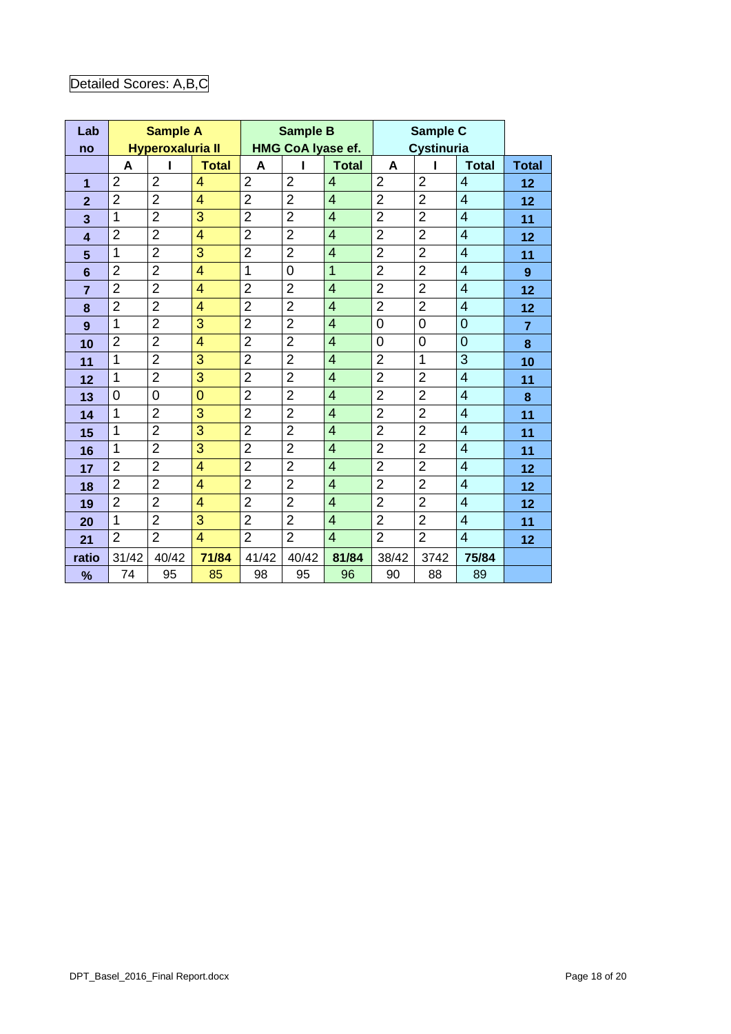Detailed Scores: A,B,C

| Lab no | Sample A Hyperoxaluria II | | | Sample B HMG CoA lyase ef. | | | Sample C Cystinuria | | | |
|---|---|---|---|---|---|---|---|---|---|---|
| | A | I | Total | A | I | Total | A | I | Total | Total |
| 1 | 2 | 2 | 4 | 2 | 2 | 4 | 2 | 2 | 4 | 12 |
| 2 | 2 | 2 | 4 | 2 | 2 | 4 | 2 | 2 | 4 | 12 |
| 3 | 1 | 2 | 3 | 2 | 2 | 4 | 2 | 2 | 4 | 11 |
| 4 | 2 | 2 | 4 | 2 | 2 | 4 | 2 | 2 | 4 | 12 |
| 5 | 1 | 2 | 3 | 2 | 2 | 4 | 2 | 2 | 4 | 11 |
| 6 | 2 | 2 | 4 | 1 | 0 | 1 | 2 | 2 | 4 | 9 |
| 7 | 2 | 2 | 4 | 2 | 2 | 4 | 2 | 2 | 4 | 12 |
| 8 | 2 | 2 | 4 | 2 | 2 | 4 | 2 | 2 | 4 | 12 |
| 9 | 1 | 2 | 3 | 2 | 2 | 4 | 0 | 0 | 0 | 7 |
| 10 | 2 | 2 | 4 | 2 | 2 | 4 | 0 | 0 | 0 | 8 |
| 11 | 1 | 2 | 3 | 2 | 2 | 4 | 2 | 1 | 3 | 10 |
| 12 | 1 | 2 | 3 | 2 | 2 | 4 | 2 | 2 | 4 | 11 |
| 13 | 0 | 0 | 0 | 2 | 2 | 4 | 2 | 2 | 4 | 8 |
| 14 | 1 | 2 | 3 | 2 | 2 | 4 | 2 | 2 | 4 | 11 |
| 15 | 1 | 2 | 3 | 2 | 2 | 4 | 2 | 2 | 4 | 11 |
| 16 | 1 | 2 | 3 | 2 | 2 | 4 | 2 | 2 | 4 | 11 |
| 17 | 2 | 2 | 4 | 2 | 2 | 4 | 2 | 2 | 4 | 12 |
| 18 | 2 | 2 | 4 | 2 | 2 | 4 | 2 | 2 | 4 | 12 |
| 19 | 2 | 2 | 4 | 2 | 2 | 4 | 2 | 2 | 4 | 12 |
| 20 | 1 | 2 | 3 | 2 | 2 | 4 | 2 | 2 | 4 | 11 |
| 21 | 2 | 2 | 4 | 2 | 2 | 4 | 2 | 2 | 4 | 12 |
| ratio | 31/42 | 40/42 | 71/84 | 41/42 | 40/42 | 81/84 | 38/42 | 3742 | 75/84 | |
| % | 74 | 95 | 85 | 98 | 95 | 96 | 90 | 88 | 89 | |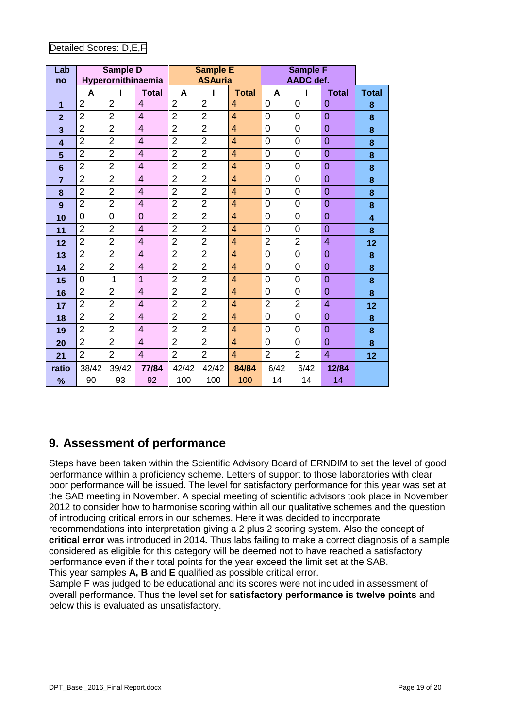Detailed Scores: D,E,F

| Lab no | Sample D Hyperornithinaemia | | | Sample E ASAuria | | | Sample F AADC def. | | | |
|---|---|---|---|---|---|---|---|---|---|---|
| | A | I | Total | A | I | Total | A | I | Total | Total |
| 1 | 2 | 2 | 4 | 2 | 2 | 4 | 0 | 0 | 0 | 8 |
| 2 | 2 | 2 | 4 | 2 | 2 | 4 | 0 | 0 | 0 | 8 |
| 3 | 2 | 2 | 4 | 2 | 2 | 4 | 0 | 0 | 0 | 8 |
| 4 | 2 | 2 | 4 | 2 | 2 | 4 | 0 | 0 | 0 | 8 |
| 5 | 2 | 2 | 4 | 2 | 2 | 4 | 0 | 0 | 0 | 8 |
| 6 | 2 | 2 | 4 | 2 | 2 | 4 | 0 | 0 | 0 | 8 |
| 7 | 2 | 2 | 4 | 2 | 2 | 4 | 0 | 0 | 0 | 8 |
| 8 | 2 | 2 | 4 | 2 | 2 | 4 | 0 | 0 | 0 | 8 |
| 9 | 2 | 2 | 4 | 2 | 2 | 4 | 0 | 0 | 0 | 8 |
| 10 | 0 | 0 | 0 | 2 | 2 | 4 | 0 | 0 | 0 | 4 |
| 11 | 2 | 2 | 4 | 2 | 2 | 4 | 0 | 0 | 0 | 8 |
| 12 | 2 | 2 | 4 | 2 | 2 | 4 | 2 | 2 | 4 | 12 |
| 13 | 2 | 2 | 4 | 2 | 2 | 4 | 0 | 0 | 0 | 8 |
| 14 | 2 | 2 | 4 | 2 | 2 | 4 | 0 | 0 | 0 | 8 |
| 15 | 0 | 1 | 1 | 2 | 2 | 4 | 0 | 0 | 0 | 8 |
| 16 | 2 | 2 | 4 | 2 | 2 | 4 | 0 | 0 | 0 | 8 |
| 17 | 2 | 2 | 4 | 2 | 2 | 4 | 2 | 2 | 4 | 12 |
| 18 | 2 | 2 | 4 | 2 | 2 | 4 | 0 | 0 | 0 | 8 |
| 19 | 2 | 2 | 4 | 2 | 2 | 4 | 0 | 0 | 0 | 8 |
| 20 | 2 | 2 | 4 | 2 | 2 | 4 | 0 | 0 | 0 | 8 |
| 21 | 2 | 2 | 4 | 2 | 2 | 4 | 2 | 2 | 4 | 12 |
| ratio | 38/42 | 39/42 | 77/84 | 42/42 | 42/42 | 84/84 | 6/42 | 6/42 | 12/84 | |
| % | 90 | 93 | 92 | 100 | 100 | 100 | 14 | 14 | 14 | |

## 9. Assessment of performance

Steps have been taken within the Scientific Advisory Board of ERNDIM to set the level of good performance within a proficiency scheme. Letters of support to those laboratories with clear poor performance will be issued. The level for satisfactory performance for this year was set at the SAB meeting in November. A special meeting of scientific advisors took place in November 2012 to consider how to harmonise scoring within all our qualitative schemes and the question of introducing critical errors in our schemes. Here it was decided to incorporate recommendations into interpretation giving a 2 plus 2 scoring system. Also the concept of **critical error** was introduced in 2014**.** Thus labs failing to make a correct diagnosis of a sample considered as eligible for this category will be deemed not to have reached a satisfactory performance even if their total points for the year exceed the limit set at the SAB.
This year samples **A, B** and **E** qualified as possible critical error.
Sample F was judged to be educational and its scores were not included in assessment of overall performance. Thus the level set for **satisfactory performance is twelve points** and below this is evaluated as unsatisfactory.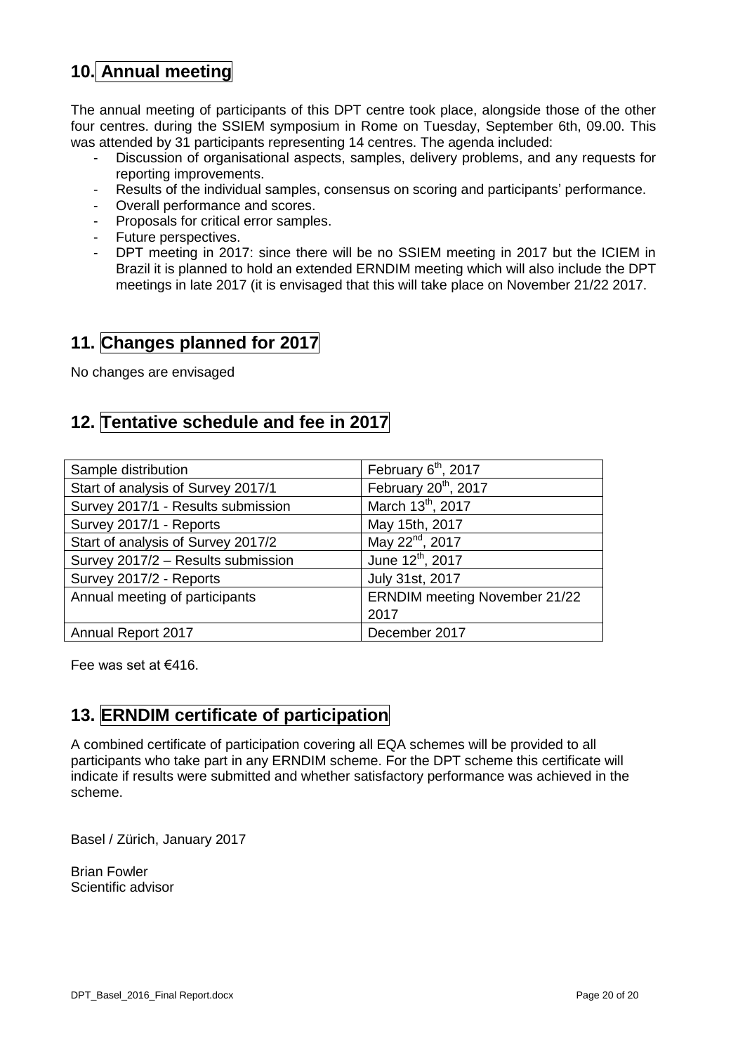## 10. Annual meeting

The annual meeting of participants of this DPT centre took place, alongside those of the other four centres. during the SSIEM symposium in Rome on Tuesday, September 6th, 09.00. This was attended by 31 participants representing 14 centres. The agenda included:

- Discussion of organisational aspects, samples, delivery problems, and any requests for reporting improvements.
- Results of the individual samples, consensus on scoring and participants' performance.
- Overall performance and scores.
- Proposals for critical error samples.
- Future perspectives.
- DPT meeting in 2017: since there will be no SSIEM meeting in 2017 but the ICIEM in Brazil it is planned to hold an extended ERNDIM meeting which will also include the DPT meetings in late 2017 (it is envisaged that this will take place on November 21/22 2017.

## 11. Changes planned for 2017

No changes are envisaged

## 12. Tentative schedule and fee in 2017

| | |
|---|---|
| Sample distribution | February 6th, 2017 |
| Start of analysis of Survey 2017/1 | February 20th, 2017 |
| Survey 2017/1 - Results submission | March 13th, 2017 |
| Survey 2017/1 - Reports | May 15th, 2017 |
| Start of analysis of Survey 2017/2 | May 22nd, 2017 |
| Survey 2017/2 – Results submission | June 12th, 2017 |
| Survey 2017/2 - Reports | July 31st, 2017 |
| Annual meeting of participants | ERNDIM meeting November 21/22 2017 |
| Annual Report 2017 | December 2017 |

Fee was set at €416.

## 13. ERNDIM certificate of participation

A combined certificate of participation covering all EQA schemes will be provided to all participants who take part in any ERNDIM scheme. For the DPT scheme this certificate will indicate if results were submitted and whether satisfactory performance was achieved in the scheme.

Basel / Zürich, January 2017

Brian Fowler
Scientific advisor